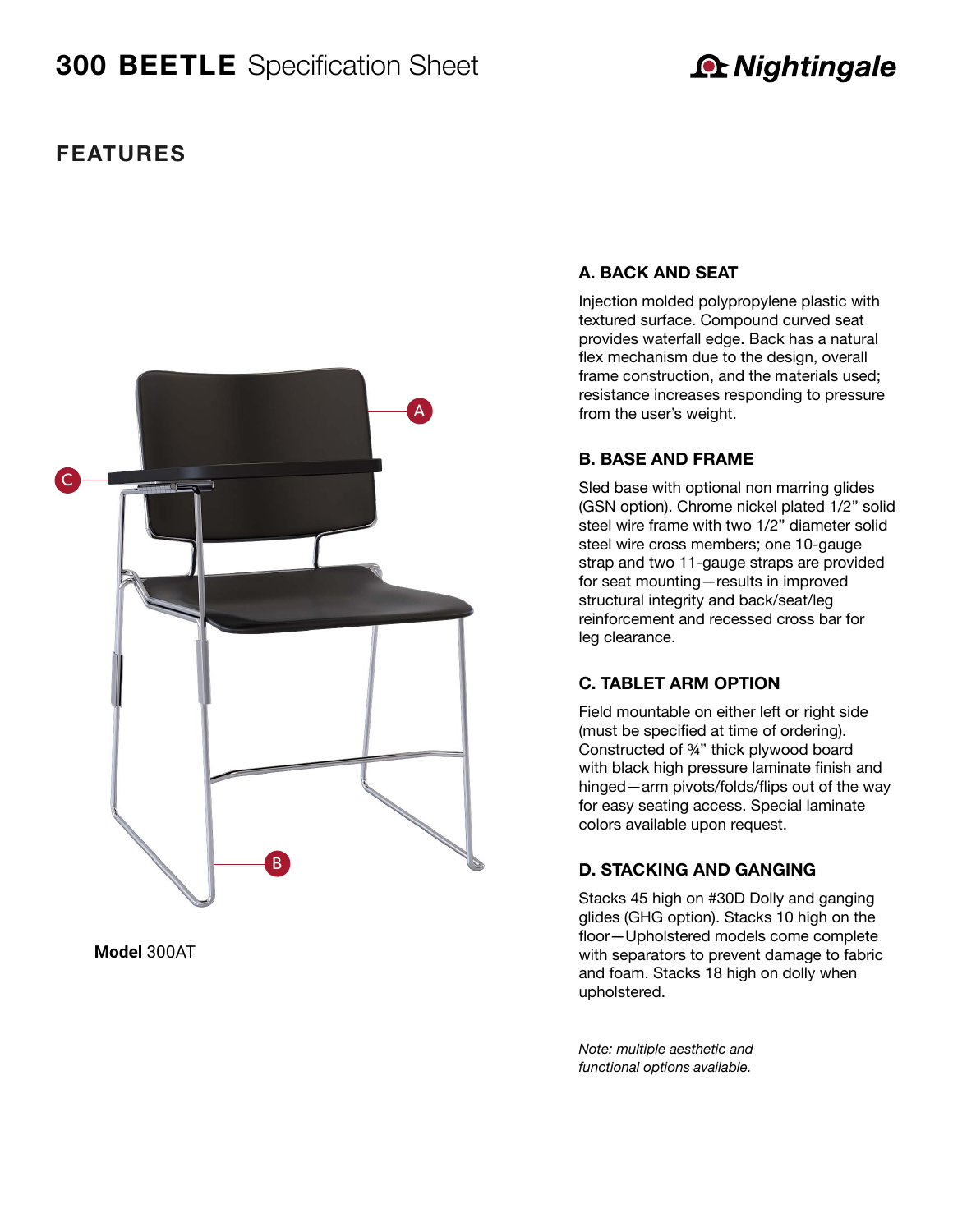# 300 BEETLE Specification Sheet

## FEATURES

A

C

B

**Model** 300AT

### A. BACK AND SEAT

Injection molded polypropylene plastic with textured surface. Compound curved seat provides waterfall edge. Back has a natural flex mechanism due to the design, overall frame construction, and the materials used; resistance increases responding to pressure from the user's weight.

### B. BASE AND FRAME

Sled base with optional non marring glides (GSN option). Chrome nickel plated 1/2" solid steel wire frame with two 1/2" diameter solid steel wire cross members; one 10-gauge strap and two 11-gauge straps are provided for seat mounting—results in improved structural integrity and back/seat/leg reinforcement and recessed cross bar for leg clearance.

### C. TABLET ARM OPTION

Field mountable on either left or right side (must be specified at time of ordering). Constructed of ¾" thick plywood board with black high pressure laminate finish and hinged—arm pivots/folds/flips out of the way for easy seating access. Special laminate colors available upon request.

### D. STACKING AND GANGING

Stacks 45 high on #30D Dolly and ganging glides (GHG option). Stacks 10 high on the floor—Upholstered models come complete with separators to prevent damage to fabric and foam. Stacks 18 high on dolly when upholstered.

*Note: multiple aesthetic and functional options available.*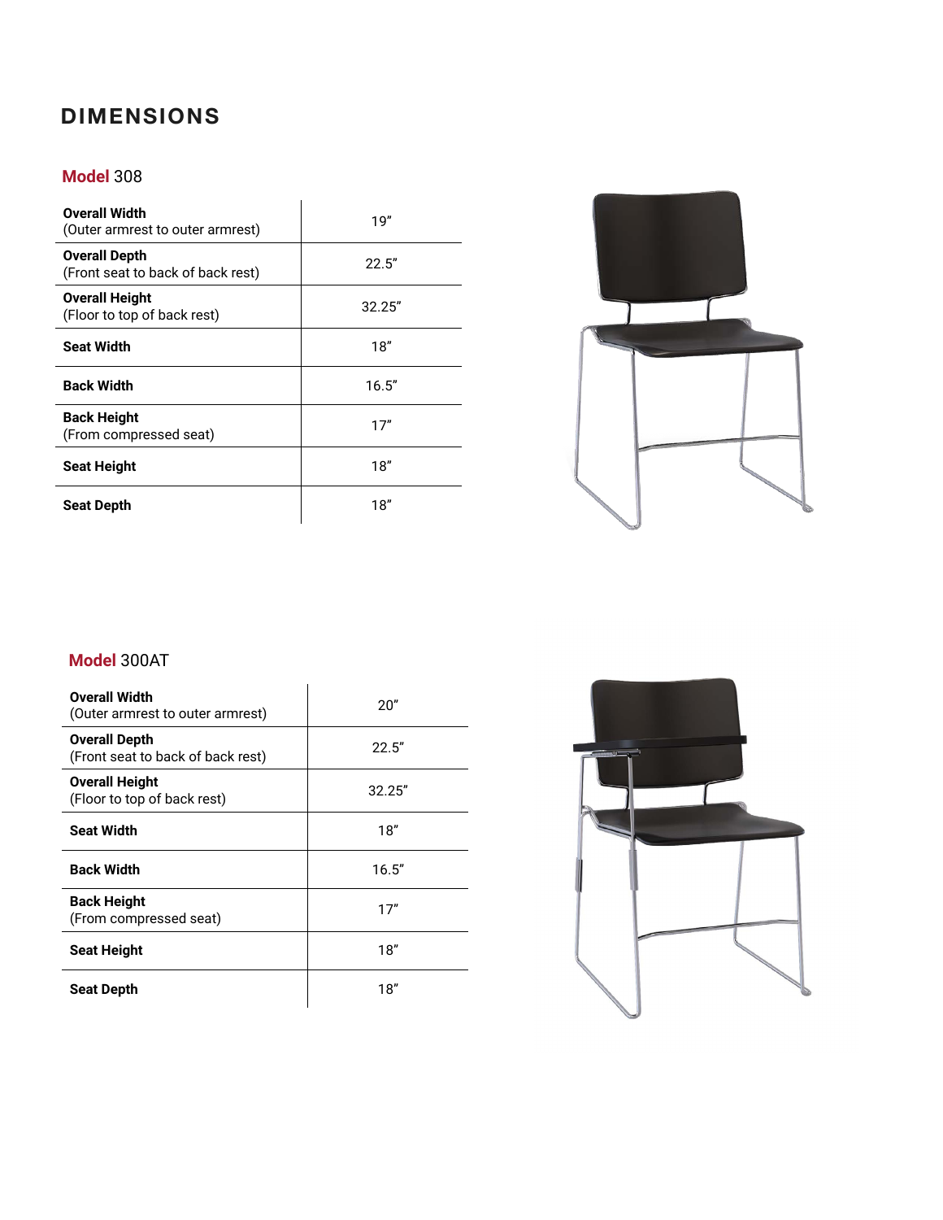## DIMENSIONS

### Model 308

| | |
|---|---|
| **Overall Width** (Outer armrest to outer armrest) | 19” |
| **Overall Depth** (Front seat to back of back rest) | 22.5” |
| **Overall Height** (Floor to top of back rest) | 32.25” |
| **Seat Width** | 18” |
| **Back Width** | 16.5” |
| **Back Height** (From compressed seat) | 17” |
| **Seat Height** | 18” |
| **Seat Depth** | 18” |

### Model 300AT

| | |
|---|---|
| **Overall Width** (Outer armrest to outer armrest) | 20” |
| **Overall Depth** (Front seat to back of back rest) | 22.5” |
| **Overall Height** (Floor to top of back rest) | 32.25” |
| **Seat Width** | 18” |
| **Back Width** | 16.5” |
| **Back Height** (From compressed seat) | 17” |
| **Seat Height** | 18” |
| **Seat Depth** | 18” |